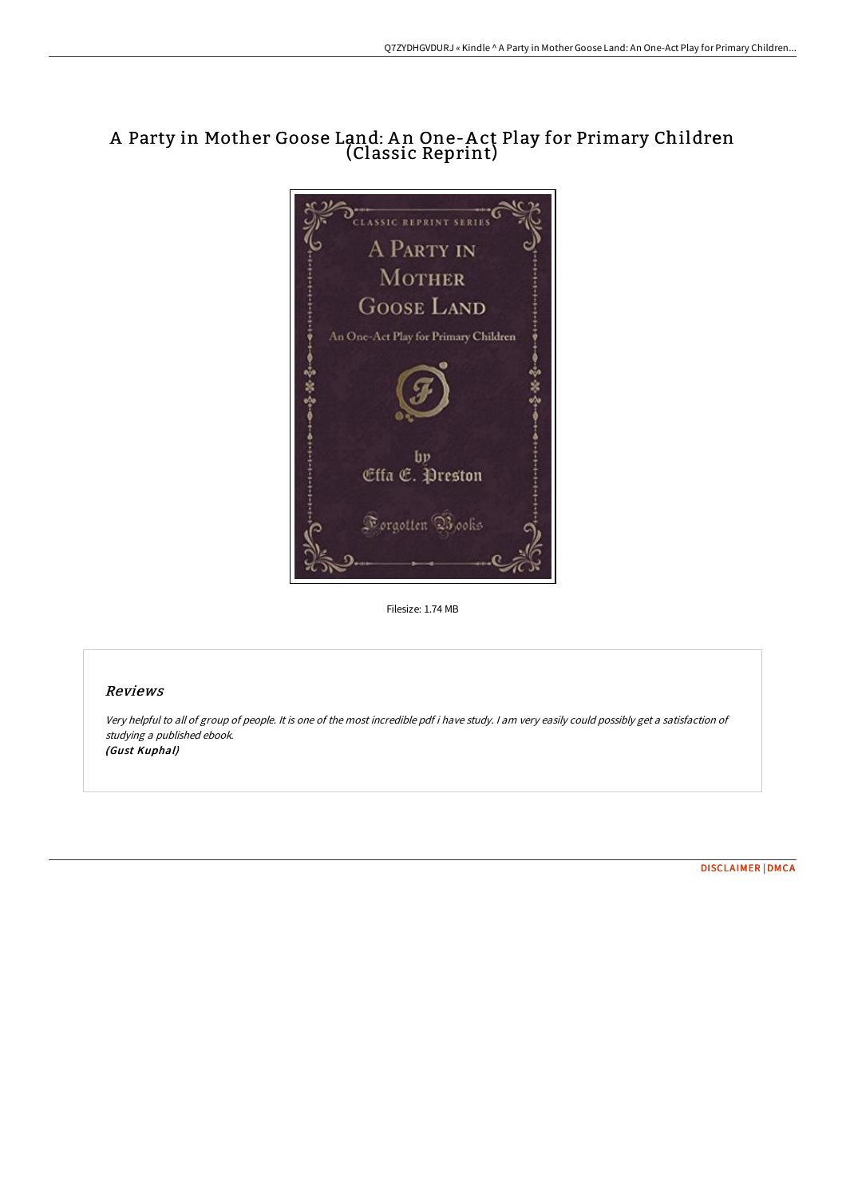# A Party in Mother Goose Land: An One-Act Play for Primary Children (Classic Reprint)

Filesize: 1.74 MB

## Reviews

*Very helpful to all of group of people. It is one of the most incredible pdf i have study. I am very easily could possibly get a satisfaction of studying a published ebook.*
***(Gust Kuphal)***

DISCLAIMER | DMCA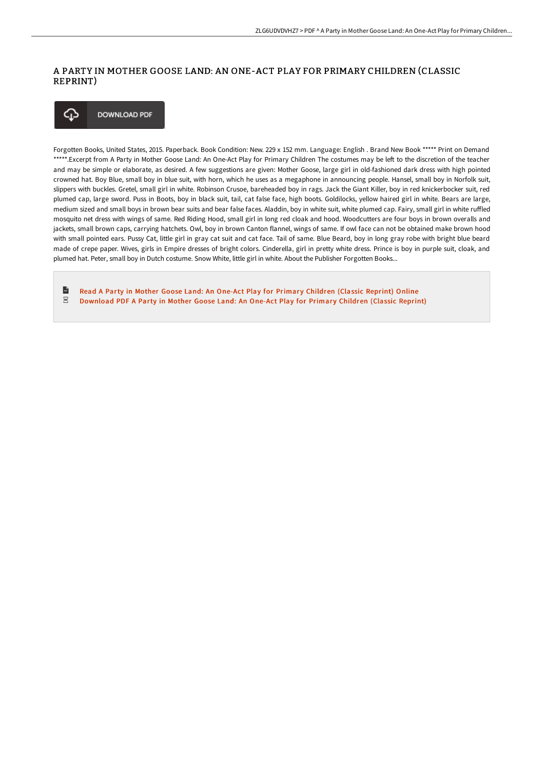# A PARTY IN MOTHER GOOSE LAND: AN ONE-ACT PLAY FOR PRIMARY CHILDREN (CLASSIC REPRINT)

DOWNLOAD PDF

Forgotten Books, United States, 2015. Paperback. Book Condition: New. 229 x 152 mm. Language: English . Brand New Book ***** Print on Demand *****.Excerpt from A Party in Mother Goose Land: An One-Act Play for Primary Children The costumes may be left to the discretion of the teacher and may be simple or elaborate, as desired. A few suggestions are given: Mother Goose, large girl in old-fashioned dark dress with high pointed crowned hat. Boy Blue, small boy in blue suit, with horn, which he uses as a megaphone in announcing people. Hansel, small boy in Norfolk suit, slippers with buckles. Gretel, small girl in white. Robinson Crusoe, bareheaded boy in rags. Jack the Giant Killer, boy in red knickerbocker suit, red plumed cap, large sword. Puss in Boots, boy in black suit, tail, cat false face, high boots. Goldilocks, yellow haired girl in white. Bears are large, medium sized and small boys in brown bear suits and bear false faces. Aladdin, boy in white suit, white plumed cap. Fairy, small girl in white ruffled mosquito net dress with wings of same. Red Riding Hood, small girl in long red cloak and hood. Woodcutters are four boys in brown overalls and jackets, small brown caps, carrying hatchets. Owl, boy in brown Canton flannel, wings of same. If owl face can not be obtained make brown hood with small pointed ears. Pussy Cat, little girl in gray cat suit and cat face. Tail of same. Blue Beard, boy in long gray robe with bright blue beard made of crepe paper. Wives, girls in Empire dresses of bright colors. Cinderella, girl in pretty white dress. Prince is boy in purple suit, cloak, and plumed hat. Peter, small boy in Dutch costume. Snow White, little girl in white. About the Publisher Forgotten Books...

- Read A Party in Mother Goose Land: An One-Act Play for Primary Children (Classic Reprint) Online
- Download PDF A Party in Mother Goose Land: An One-Act Play for Primary Children (Classic Reprint)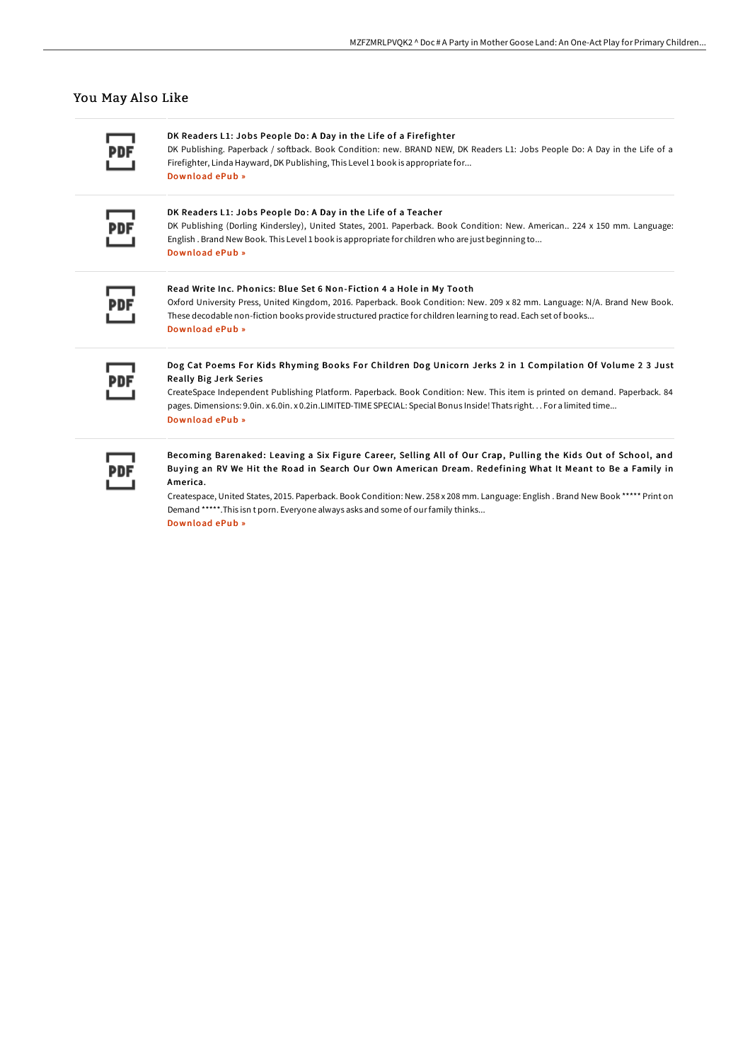## You May Also Like

### DK Readers L1: Jobs People Do: A Day in the Life of a Firefighter

DK Publishing. Paperback / softback. Book Condition: new. BRAND NEW, DK Readers L1: Jobs People Do: A Day in the Life of a Firefighter, Linda Hayward, DK Publishing, This Level 1 book is appropriate for...

Download ePub »

### DK Readers L1: Jobs People Do: A Day in the Life of a Teacher

DK Publishing (Dorling Kindersley), United States, 2001. Paperback. Book Condition: New. American.. 224 x 150 mm. Language: English . Brand New Book. This Level 1 book is appropriate for children who are just beginning to...

Download ePub »

### Read Write Inc. Phonics: Blue Set 6 Non-Fiction 4 a Hole in My Tooth

Oxford University Press, United Kingdom, 2016. Paperback. Book Condition: New. 209 x 82 mm. Language: N/A. Brand New Book. These decodable non-fiction books provide structured practice for children learning to read. Each set of books...

Download ePub »

### Dog Cat Poems For Kids Rhyming Books For Children Dog Unicorn Jerks 2 in 1 Compilation Of Volume 2 3 Just Really Big Jerk Series

CreateSpace Independent Publishing Platform. Paperback. Book Condition: New. This item is printed on demand. Paperback. 84 pages. Dimensions: 9.0in. x 6.0in. x 0.2in.LIMITED-TIME SPECIAL: Special Bonus Inside! Thats right. . . For a limited time...

Download ePub »

### Becoming Barenaked: Leaving a Six Figure Career, Selling All of Our Crap, Pulling the Kids Out of School, and Buying an RV We Hit the Road in Search Our Own American Dream. Redefining What It Meant to Be a Family in America.

Createspace, United States, 2015. Paperback. Book Condition: New. 258 x 208 mm. Language: English . Brand New Book ***** Print on Demand *****.This isn t porn. Everyone always asks and some of our family thinks...

Download ePub »